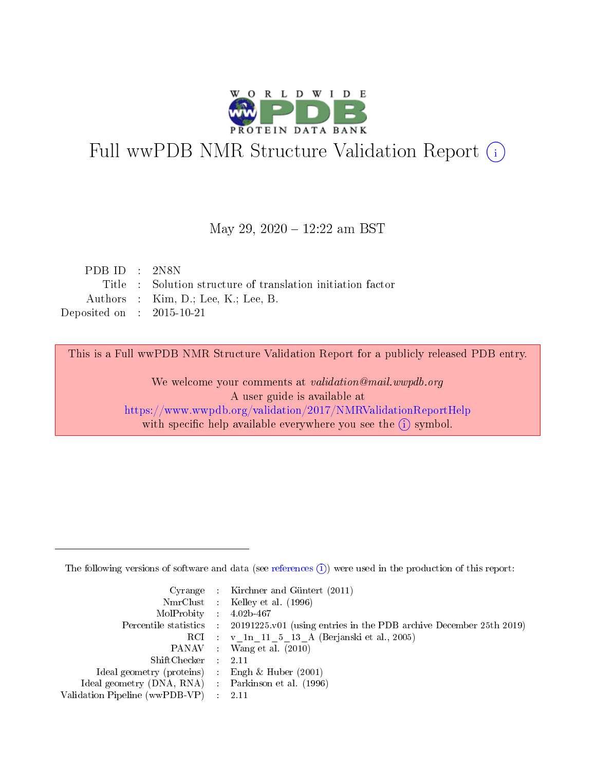# Full wwPDB NMR Structure Validation Report (i)

May 29, 2020 – 12:22 am BST

| | | |
|---|---|---|
| PDB ID | : | 2N8N |
| Title | : | Solution structure of translation initiation factor |
| Authors | : | Kim, D.; Lee, K.; Lee, B. |
| Deposited on | : | 2015-10-21 |

This is a Full wwPDB NMR Structure Validation Report for a publicly released PDB entry.

We welcome your comments at *validation@mail.wwpdb.org*
A user guide is available at
https://www.wwpdb.org/validation/2017/NMRValidationReportHelp
with specific help available everywhere you see the (i) symbol.

---

The following versions of software and data (see references (i)) were used in the production of this report:

| | | |
|---|---|---|
| Cyrange | : | Kirchner and Güntert (2011) |
| NmrClust | : | Kelley et al. (1996) |
| MolProbity | : | 4.02b-467 |
| Percentile statistics | : | 20191225.v01 (using entries in the PDB archive December 25th 2019) |
| RCI | : | v_1n_11_5_13_A (Berjanski et al., 2005) |
| PANAV | : | Wang et al. (2010) |
| ShiftChecker | : | 2.11 |
| Ideal geometry (proteins) | : | Engh & Huber (2001) |
| Ideal geometry (DNA, RNA) | : | Parkinson et al. (1996) |
| Validation Pipeline (wwPDB-VP) | : | 2.11 |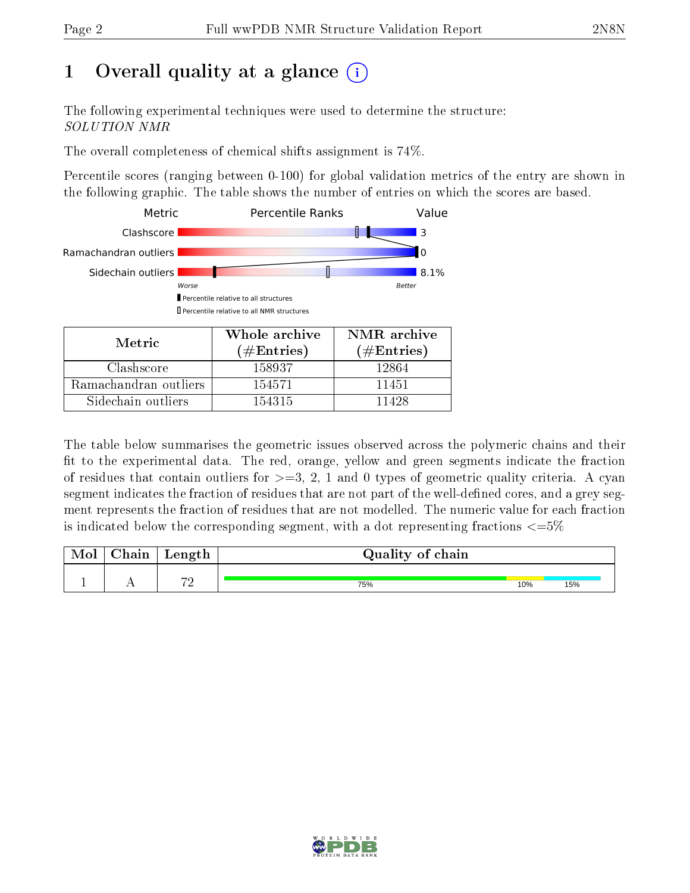# 1 Overall quality at a glance

The following experimental techniques were used to determine the structure:
*SOLUTION NMR*

The overall completeness of chemical shifts assignment is 74%.

Percentile scores (ranging between 0-100) for global validation metrics of the entry are shown in the following graphic. The table shows the number of entries on which the scores are based.

| Metric | Value |
|---|---|
| Clashscore | 3 |
| Ramachandran outliers | 0 |
| Sidechain outliers | 8.1% |

| Metric | Whole archive (#Entries) | NMR archive (#Entries) |
|---|---|---|
| Clashscore | 158937 | 12864 |
| Ramachandran outliers | 154571 | 11451 |
| Sidechain outliers | 154315 | 11428 |

The table below summarises the geometric issues observed across the polymeric chains and their fit to the experimental data. The red, orange, yellow and green segments indicate the fraction of residues that contain outliers for >=3, 2, 1 and 0 types of geometric quality criteria. A cyan segment indicates the fraction of residues that are not part of the well-defined cores, and a grey segment represents the fraction of residues that are not modelled. The numeric value for each fraction is indicated below the corresponding segment, with a dot representing fractions <=5%

| Mol | Chain | Length | Quality of chain |
|---|---|---|---|
| 1 | A | 72 | 75% (green), 10% (yellow), 15% (cyan) |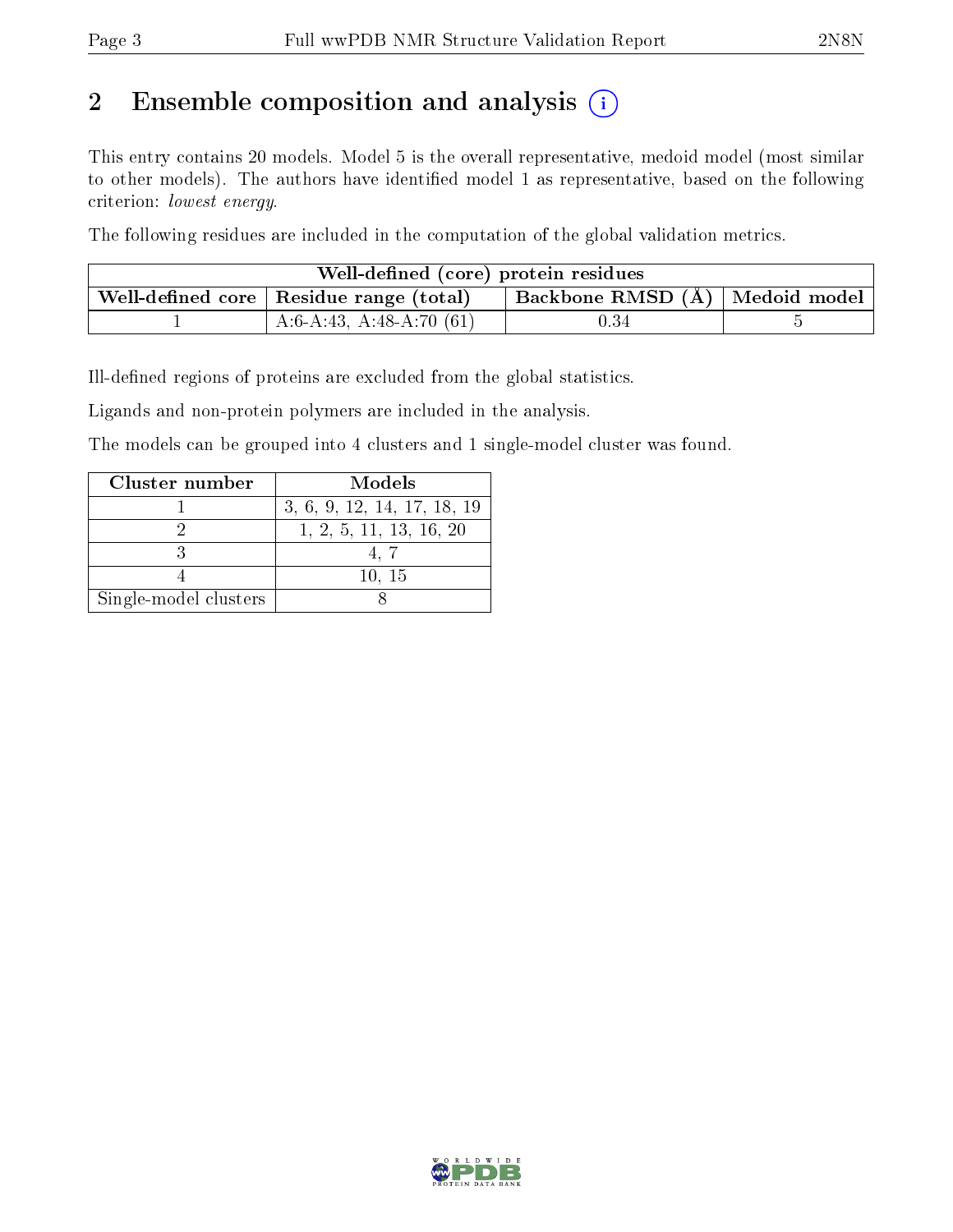# 2 Ensemble composition and analysis (i)

This entry contains 20 models. Model 5 is the overall representative, medoid model (most similar to other models). The authors have identified model 1 as representative, based on the following criterion: *lowest energy*.

The following residues are included in the computation of the global validation metrics.

| Well-defined (core) protein residues | | | |
|---|---|---|---|
| Well-defined core | Residue range (total) | Backbone RMSD (Å) | Medoid model |
| 1 | A:6-A:43, A:48-A:70 (61) | 0.34 | 5 |

Ill-defined regions of proteins are excluded from the global statistics.

Ligands and non-protein polymers are included in the analysis.

The models can be grouped into 4 clusters and 1 single-model cluster was found.

| Cluster number | Models |
|---|---|
| 1 | 3, 6, 9, 12, 14, 17, 18, 19 |
| 2 | 1, 2, 5, 11, 13, 16, 20 |
| 3 | 4, 7 |
| 4 | 10, 15 |
| Single-model clusters | 8 |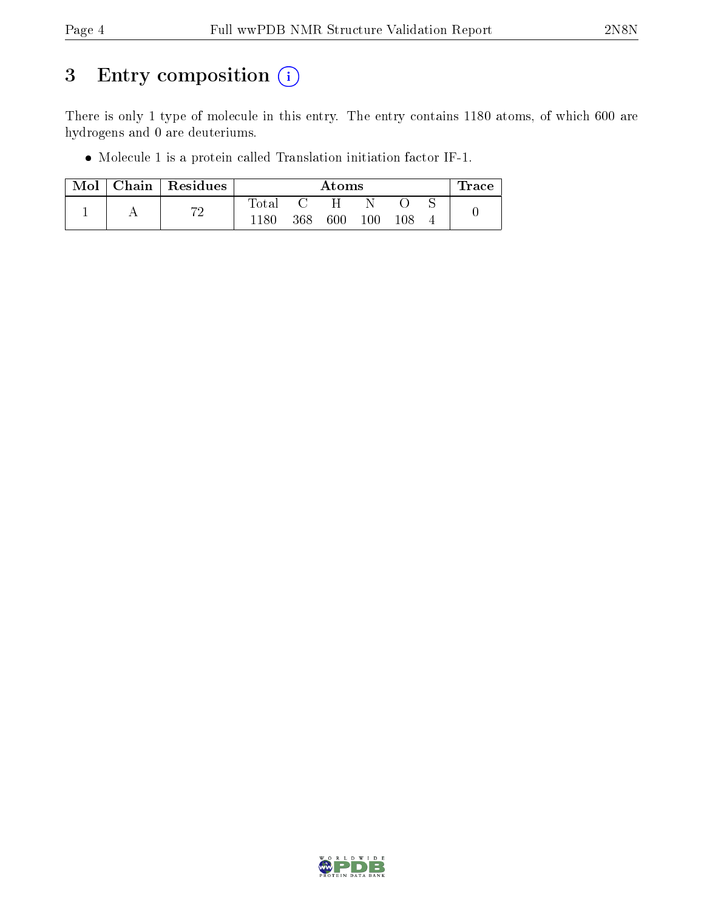# 3 Entry composition

There is only 1 type of molecule in this entry. The entry contains 1180 atoms, of which 600 are hydrogens and 0 are deuteriums.

- Molecule 1 is a protein called Translation initiation factor IF-1.

| Mol | Chain | Residues | Atoms | | | | | | Trace |
|---|---|---|---|---|---|---|---|---|---|
| | | | Total | C | H | N | O | S | |
| 1 | A | 72 | 1180 | 368 | 600 | 100 | 108 | 4 | 0 |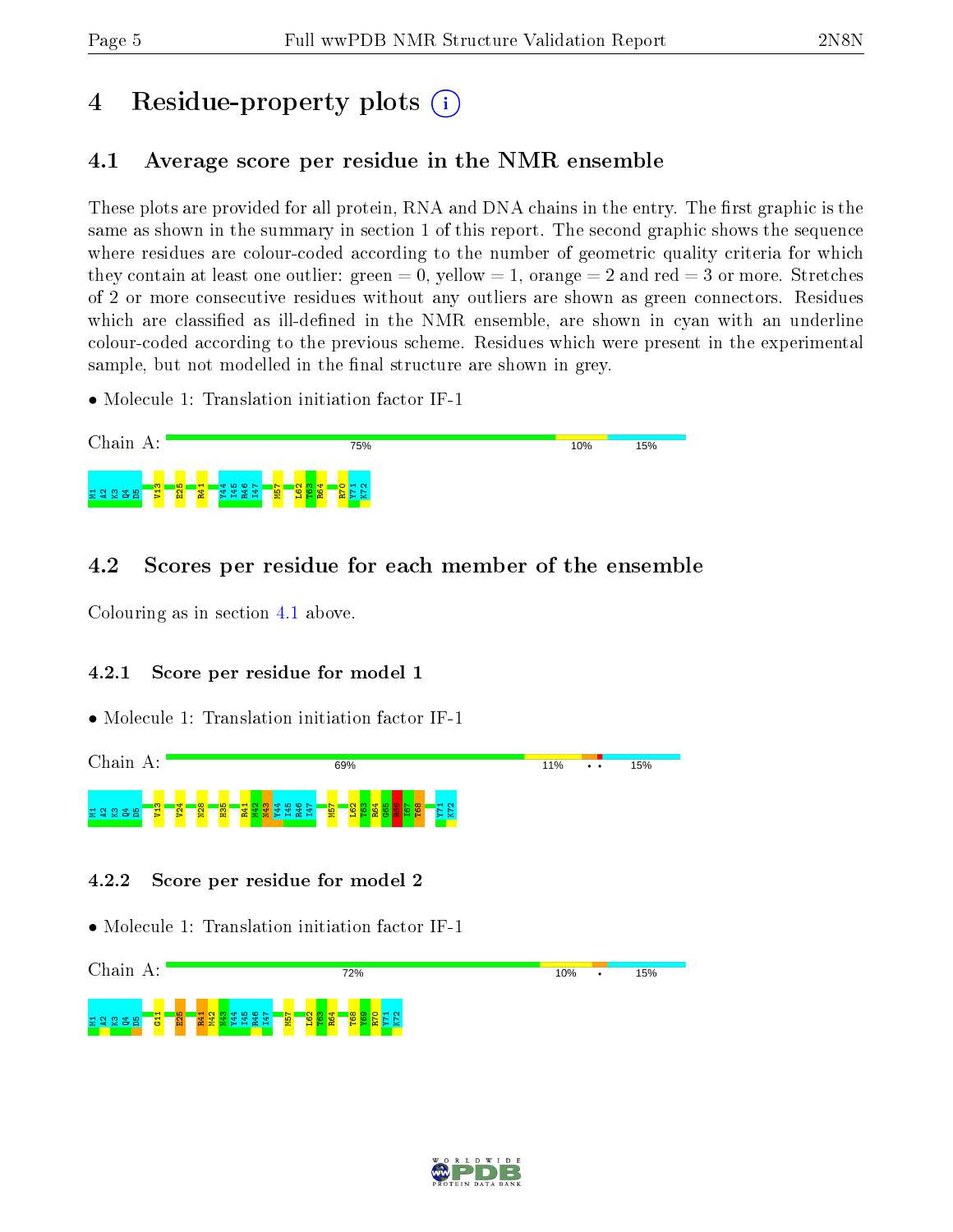# 4 Residue-property plots

## 4.1 Average score per residue in the NMR ensemble

These plots are provided for all protein, RNA and DNA chains in the entry. The first graphic is the same as shown in the summary in section 1 of this report. The second graphic shows the sequence where residues are colour-coded according to the number of geometric quality criteria for which they contain at least one outlier: green = 0, yellow = 1, orange = 2 and red = 3 or more. Stretches of 2 or more consecutive residues without any outliers are shown as green connectors. Residues which are classified as ill-defined in the NMR ensemble, are shown in cyan with an underline colour-coded according to the previous scheme. Residues which were present in the experimental sample, but not modelled in the final structure are shown in grey.

- Molecule 1: Translation initiation factor IF-1

Chain A: 75% 10% 15%

M1 A2 K3 Q4 D5 V13 E25 R41 Y44 I45 R46 I47 M57 L62 T63 R64 R70 Y71 K72

## 4.2 Scores per residue for each member of the ensemble

Colouring as in section 4.1 above.

### 4.2.1 Score per residue for model 1

- Molecule 1: Translation initiation factor IF-1

Chain A: 69% 11% • • 15%

M1 A2 K3 Q4 D5 V13 V24 N28 H35 R41 M42 N43 Y44 I45 R46 I47 M57 L62 T63 R64 G65 R66 I67 T68 Y71 K72

### 4.2.2 Score per residue for model 2

- Molecule 1: Translation initiation factor IF-1

Chain A: 72% 10% • 15%

M1 A2 K3 Q4 D5 G11 E25 R41 M42 N43 Y44 I45 R46 I47 M57 L62 T63 R64 T68 Y69 R70 Y71 K72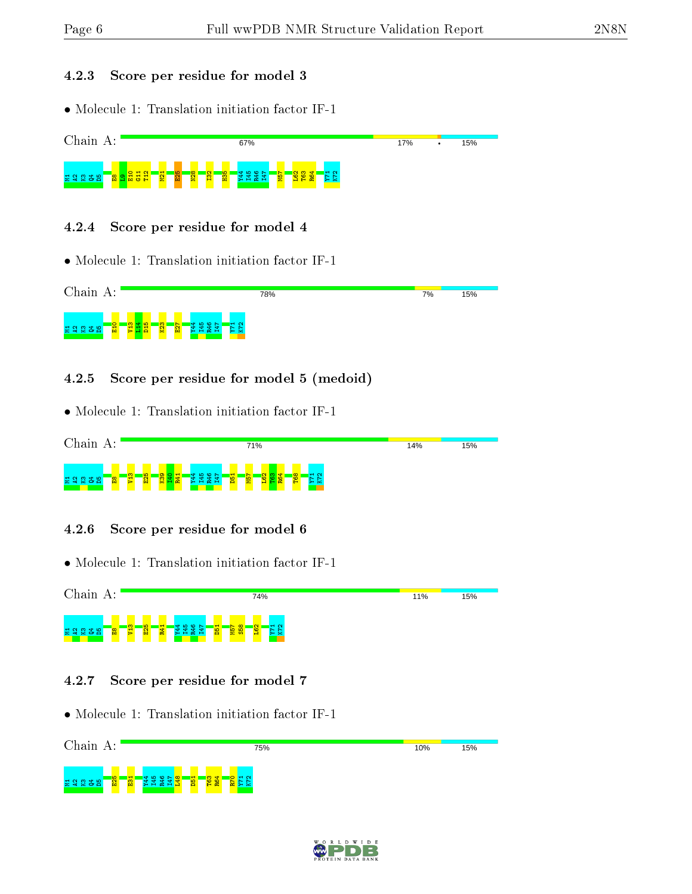### 4.2.3 Score per residue for model 3

- Molecule 1: Translation initiation factor IF-1

Chain A: 67% 17% • 15%

M1 A2 K3 Q4 D5 E8 I9 E10 G11 T12 M21 E25 N28 I32 H35 Y44 I45 R46 I47 M57 L62 T63 R64 Y71 K72

### 4.2.4 Score per residue for model 4

- Molecule 1: Translation initiation factor IF-1

Chain A: 78% 7% 15%

M1 A2 K3 Q4 D5 E10 V13 I14 D15 K23 E27 Y44 I45 R46 I47 Y71 K72

### 4.2.5 Score per residue for model 5 (medoid)

- Molecule 1: Translation initiation factor IF-1

Chain A: 71% 14% 15%

M1 A2 K3 Q4 D5 E8 V13 E25 K39 I40 R41 Y44 I45 R46 I47 D51 M57 L62 T63 R64 T68 Y71 K72

### 4.2.6 Score per residue for model 6

- Molecule 1: Translation initiation factor IF-1

Chain A: 74% 11% 15%

M1 A2 K3 Q4 D5 E8 V13 E25 R41 Y44 I45 R46 I47 D51 M57 S58 L62 Y71 K72

### 4.2.7 Score per residue for model 7

- Molecule 1: Translation initiation factor IF-1

Chain A: 75% 10% 15%

M1 A2 K3 Q4 D5 E25 E31 Y44 I45 R46 I47 L48 D51 T63 R64 R70 Y71 K72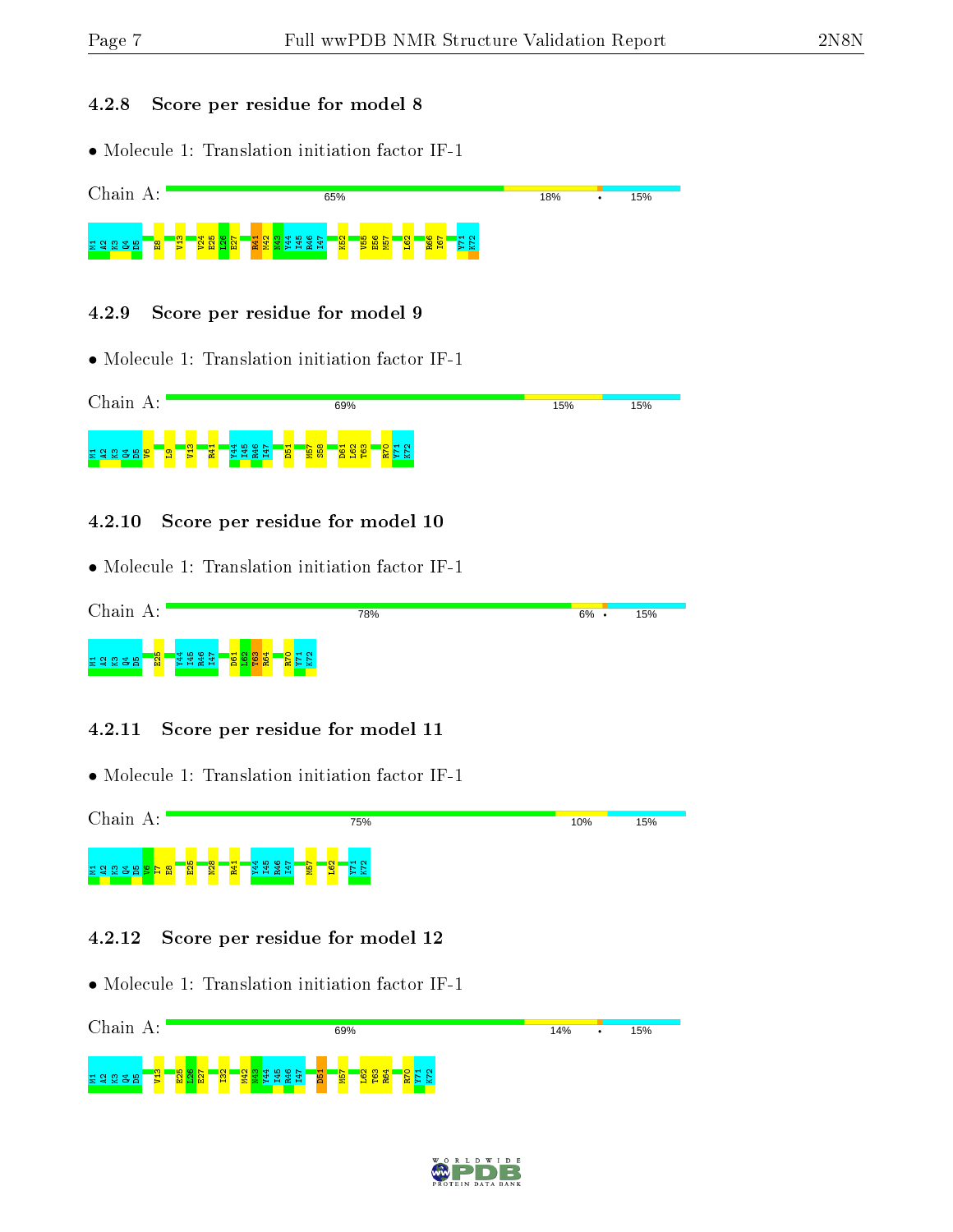### 4.2.8 Score per residue for model 8

- Molecule 1: Translation initiation factor IF-1

Chain A: 65% 18% • 15%

M1 A2 K3 Q4 D5 E8 V13 V24 E25 L26 E27 R41 M42 N43 Y44 I45 R46 I47 K52 V55 E56 M57 L62 R66 I67 Y71 K72

### 4.2.9 Score per residue for model 9

- Molecule 1: Translation initiation factor IF-1

Chain A: 69% 15% 15%

M1 A2 K3 Q4 D5 V6 L9 V13 R41 Y44 I45 R46 I47 D51 M57 S58 D61 L62 T63 R70 Y71 K72

### 4.2.10 Score per residue for model 10

- Molecule 1: Translation initiation factor IF-1

Chain A: 78% 6% • 15%

M1 A2 K3 Q4 D5 E25 Y44 I45 R46 I47 D61 L62 T63 R64 R70 Y71 K72

### 4.2.11 Score per residue for model 11

- Molecule 1: Translation initiation factor IF-1

Chain A: 75% 10% 15%

M1 A2 K3 Q4 D5 V6 I7 E8 E25 N28 R41 Y44 I45 R46 I47 M57 L62 Y71 K72

### 4.2.12 Score per residue for model 12

- Molecule 1: Translation initiation factor IF-1

Chain A: 69% 14% • 15%

M1 A2 K3 Q4 D5 V13 E25 L26 E27 I32 M42 N43 Y44 I45 R46 I47 D51 M57 L62 T63 R64 R70 Y71 K72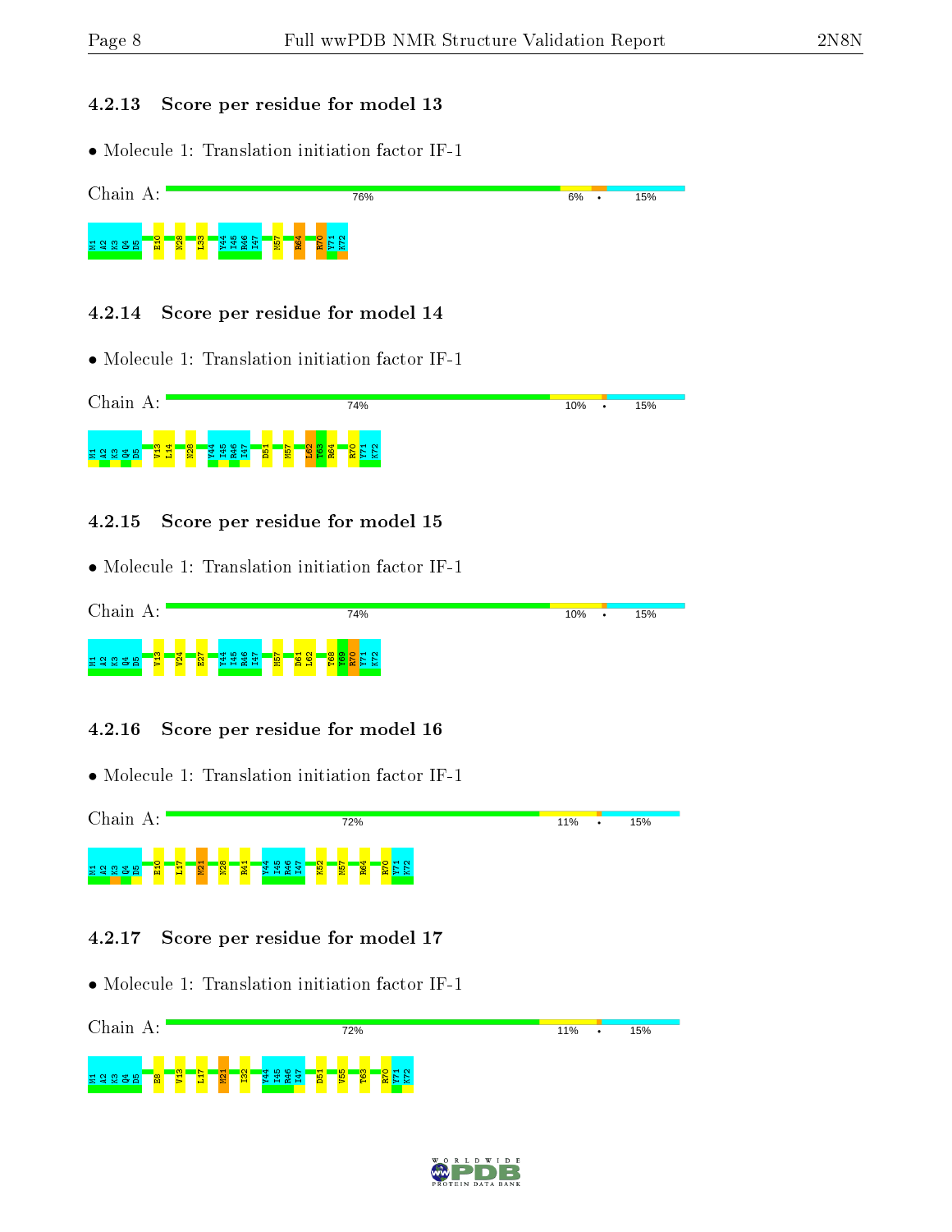### 4.2.13 Score per residue for model 13

- Molecule 1: Translation initiation factor IF-1

Chain A: 76% | 6% | • | 15%

M1 A2 K3 Q4 D5 E10 N28 L33 Y44 I45 R46 I47 M57 R64 R70 Y71 K72

### 4.2.14 Score per residue for model 14

- Molecule 1: Translation initiation factor IF-1

Chain A: 74% | 10% | • | 15%

M1 A2 K3 Q4 D5 V13 L14 N28 Y44 I45 R46 I47 D51 M57 L62 T63 R64 R70 Y71 K72

### 4.2.15 Score per residue for model 15

- Molecule 1: Translation initiation factor IF-1

Chain A: 74% | 10% | • | 15%

M1 A2 K3 Q4 D5 V13 V24 E27 Y44 I45 R46 I47 M57 D61 L62 T68 Y69 R70 Y71 K72

### 4.2.16 Score per residue for model 16

- Molecule 1: Translation initiation factor IF-1

Chain A: 72% | 11% | • | 15%

M1 A2 K3 Q4 D5 E10 L17 M21 N28 R41 Y44 I45 R46 I47 K52 M57 R64 R70 Y71 K72

### 4.2.17 Score per residue for model 17

- Molecule 1: Translation initiation factor IF-1

Chain A: 72% | 11% | • | 15%

M1 A2 K3 Q4 D5 E8 V13 L17 M21 I32 Y44 I45 R46 I47 D51 V55 T63 R70 Y71 K72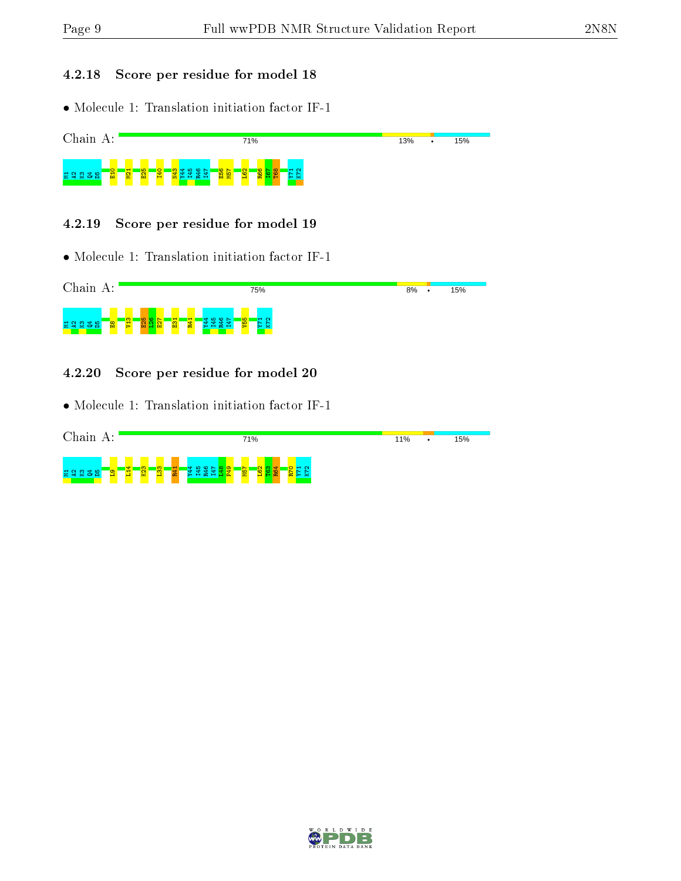### 4.2.18 Score per residue for model 18

- Molecule 1: Translation initiation factor IF-1

Chain A: 71% | 13% | • | 15%

M1 A2 K3 Q4 D5 E10 M21 E25 I40 N43 Y44 I45 R46 I47 E56 M57 L62 R66 I67 T68 Y71 K72

### 4.2.19 Score per residue for model 19

- Molecule 1: Translation initiation factor IF-1

Chain A: 75% | 8% | • | 15%

M1 A2 K3 Q4 D5 E8 V13 E25 L26 E27 E31 R41 Y44 I45 R46 I47 V55 Y71 K72

### 4.2.20 Score per residue for model 20

- Molecule 1: Translation initiation factor IF-1

Chain A: 71% | 11% | • | 15%

M1 A2 K3 Q4 D5 L9 L14 K23 L33 R41 Y44 I45 R46 I47 L48 P49 M57 L62 T63 R64 R70 Y71 K72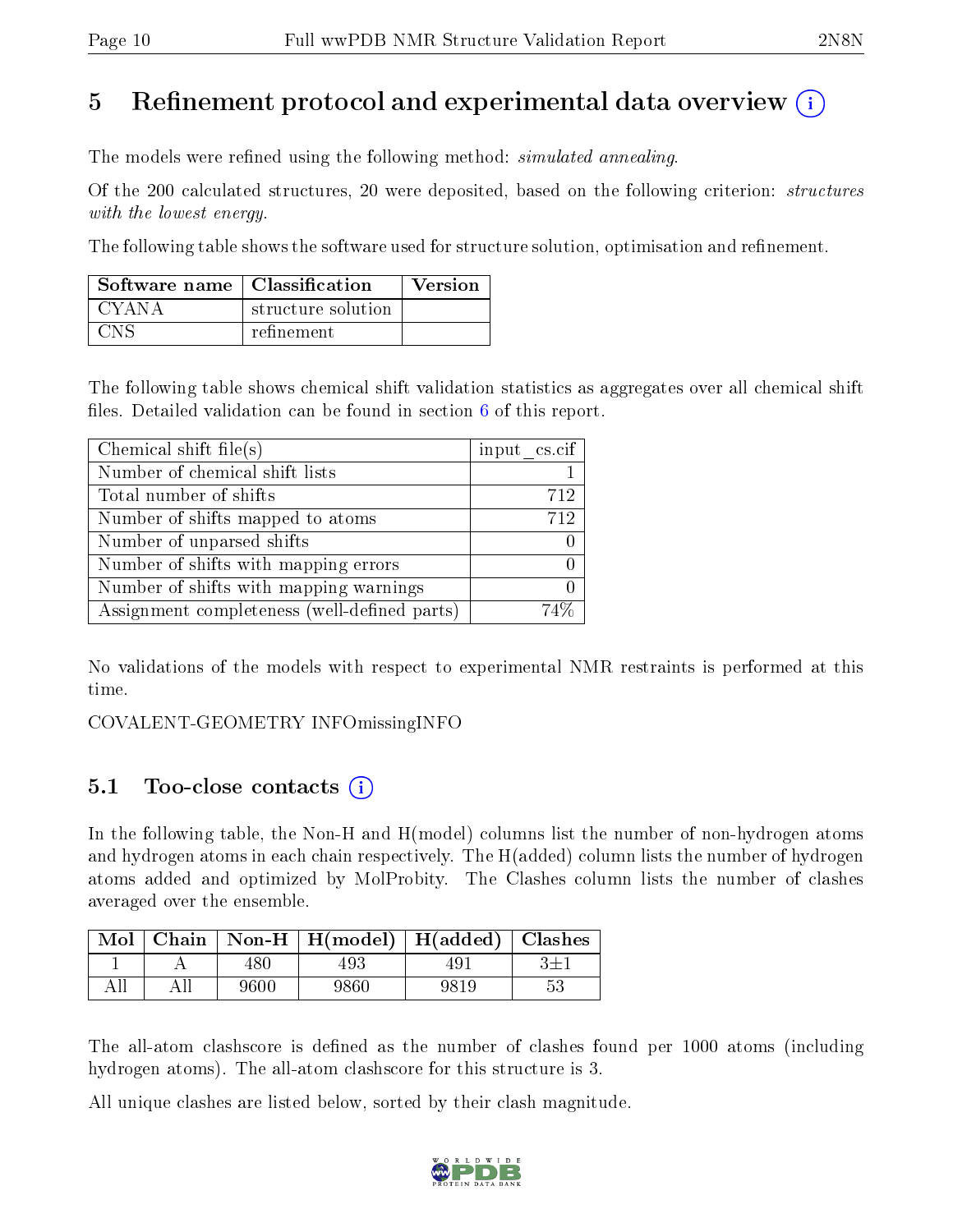# 5 Refinement protocol and experimental data overview (i)

The models were refined using the following method: *simulated annealing*.

Of the 200 calculated structures, 20 were deposited, based on the following criterion: *structures with the lowest energy*.

The following table shows the software used for structure solution, optimisation and refinement.

| Software name | Classification | Version |
|---|---|---|
| CYANA | structure solution | |
| CNS | refinement | |

The following table shows chemical shift validation statistics as aggregates over all chemical shift files. Detailed validation can be found in section 6 of this report.

| Chemical shift file(s) | input_cs.cif |
|---|---|
| Number of chemical shift lists | 1 |
| Total number of shifts | 712 |
| Number of shifts mapped to atoms | 712 |
| Number of unparsed shifts | 0 |
| Number of shifts with mapping errors | 0 |
| Number of shifts with mapping warnings | 0 |
| Assignment completeness (well-defined parts) | 74% |

No validations of the models with respect to experimental NMR restraints is performed at this time.

COVALENT-GEOMETRY INFOmissingINFO

## 5.1 Too-close contacts (i)

In the following table, the Non-H and H(model) columns list the number of non-hydrogen atoms and hydrogen atoms in each chain respectively. The H(added) column lists the number of hydrogen atoms added and optimized by MolProbity. The Clashes column lists the number of clashes averaged over the ensemble.

| Mol | Chain | Non-H | H(model) | H(added) | Clashes |
|---|---|---|---|---|---|
| 1 | A | 480 | 493 | 491 | 3±1 |
| All | All | 9600 | 9860 | 9819 | 53 |

The all-atom clashscore is defined as the number of clashes found per 1000 atoms (including hydrogen atoms). The all-atom clashscore for this structure is 3.

All unique clashes are listed below, sorted by their clash magnitude.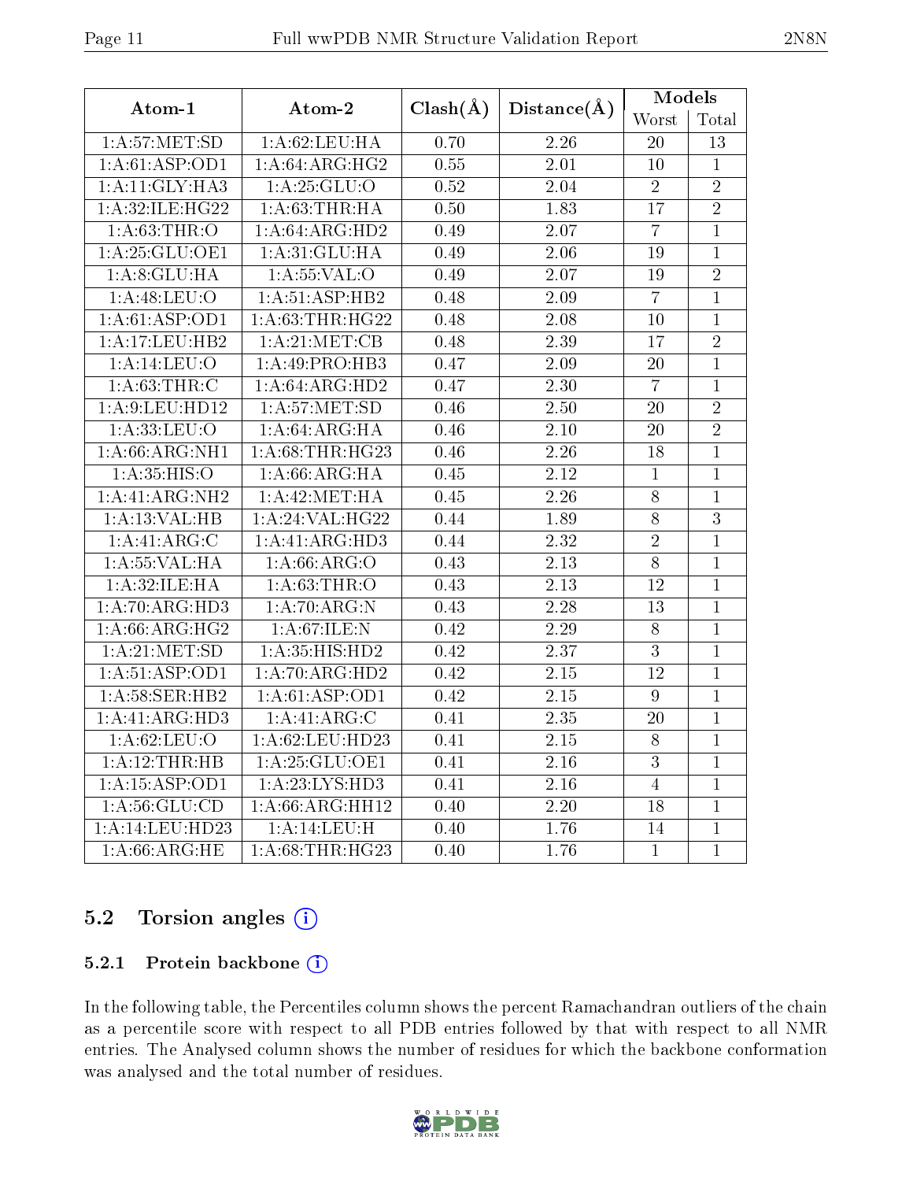| Atom-1 | Atom-2 | Clash(Å) | Distance(Å) | Models | |
|---|---|---|---|---|---|
| | | | | Worst | Total |
| 1:A:57:MET:SD | 1:A:62:LEU:HA | 0.70 | 2.26 | 20 | 13 |
| 1:A:61:ASP:OD1 | 1:A:64:ARG:HG2 | 0.55 | 2.01 | 10 | 1 |
| 1:A:11:GLY:HA3 | 1:A:25:GLU:O | 0.52 | 2.04 | 2 | 2 |
| 1:A:32:ILE:HG22 | 1:A:63:THR:HA | 0.50 | 1.83 | 17 | 2 |
| 1:A:63:THR:O | 1:A:64:ARG:HD2 | 0.49 | 2.07 | 7 | 1 |
| 1:A:25:GLU:OE1 | 1:A:31:GLU:HA | 0.49 | 2.06 | 19 | 1 |
| 1:A:8:GLU:HA | 1:A:55:VAL:O | 0.49 | 2.07 | 19 | 2 |
| 1:A:48:LEU:O | 1:A:51:ASP:HB2 | 0.48 | 2.09 | 7 | 1 |
| 1:A:61:ASP:OD1 | 1:A:63:THR:HG22 | 0.48 | 2.08 | 10 | 1 |
| 1:A:17:LEU:HB2 | 1:A:21:MET:CB | 0.48 | 2.39 | 17 | 2 |
| 1:A:14:LEU:O | 1:A:49:PRO:HB3 | 0.47 | 2.09 | 20 | 1 |
| 1:A:63:THR:C | 1:A:64:ARG:HD2 | 0.47 | 2.30 | 7 | 1 |
| 1:A:9:LEU:HD12 | 1:A:57:MET:SD | 0.46 | 2.50 | 20 | 2 |
| 1:A:33:LEU:O | 1:A:64:ARG:HA | 0.46 | 2.10 | 20 | 2 |
| 1:A:66:ARG:NH1 | 1:A:68:THR:HG23 | 0.46 | 2.26 | 18 | 1 |
| 1:A:35:HIS:O | 1:A:66:ARG:HA | 0.45 | 2.12 | 1 | 1 |
| 1:A:41:ARG:NH2 | 1:A:42:MET:HA | 0.45 | 2.26 | 8 | 1 |
| 1:A:13:VAL:HB | 1:A:24:VAL:HG22 | 0.44 | 1.89 | 8 | 3 |
| 1:A:41:ARG:C | 1:A:41:ARG:HD3 | 0.44 | 2.32 | 2 | 1 |
| 1:A:55:VAL:HA | 1:A:66:ARG:O | 0.43 | 2.13 | 8 | 1 |
| 1:A:32:ILE:HA | 1:A:63:THR:O | 0.43 | 2.13 | 12 | 1 |
| 1:A:70:ARG:HD3 | 1:A:70:ARG:N | 0.43 | 2.28 | 13 | 1 |
| 1:A:66:ARG:HG2 | 1:A:67:ILE:N | 0.42 | 2.29 | 8 | 1 |
| 1:A:21:MET:SD | 1:A:35:HIS:HD2 | 0.42 | 2.37 | 3 | 1 |
| 1:A:51:ASP:OD1 | 1:A:70:ARG:HD2 | 0.42 | 2.15 | 12 | 1 |
| 1:A:58:SER:HB2 | 1:A:61:ASP:OD1 | 0.42 | 2.15 | 9 | 1 |
| 1:A:41:ARG:HD3 | 1:A:41:ARG:C | 0.41 | 2.35 | 20 | 1 |
| 1:A:62:LEU:O | 1:A:62:LEU:HD23 | 0.41 | 2.15 | 8 | 1 |
| 1:A:12:THR:HB | 1:A:25:GLU:OE1 | 0.41 | 2.16 | 3 | 1 |
| 1:A:15:ASP:OD1 | 1:A:23:LYS:HD3 | 0.41 | 2.16 | 4 | 1 |
| 1:A:56:GLU:CD | 1:A:66:ARG:HH12 | 0.40 | 2.20 | 18 | 1 |
| 1:A:14:LEU:HD23 | 1:A:14:LEU:H | 0.40 | 1.76 | 14 | 1 |
| 1:A:66:ARG:HE | 1:A:68:THR:HG23 | 0.40 | 1.76 | 1 | 1 |

## 5.2 Torsion angles

### 5.2.1 Protein backbone

In the following table, the Percentiles column shows the percent Ramachandran outliers of the chain as a percentile score with respect to all PDB entries followed by that with respect to all NMR entries. The Analysed column shows the number of residues for which the backbone conformation was analysed and the total number of residues.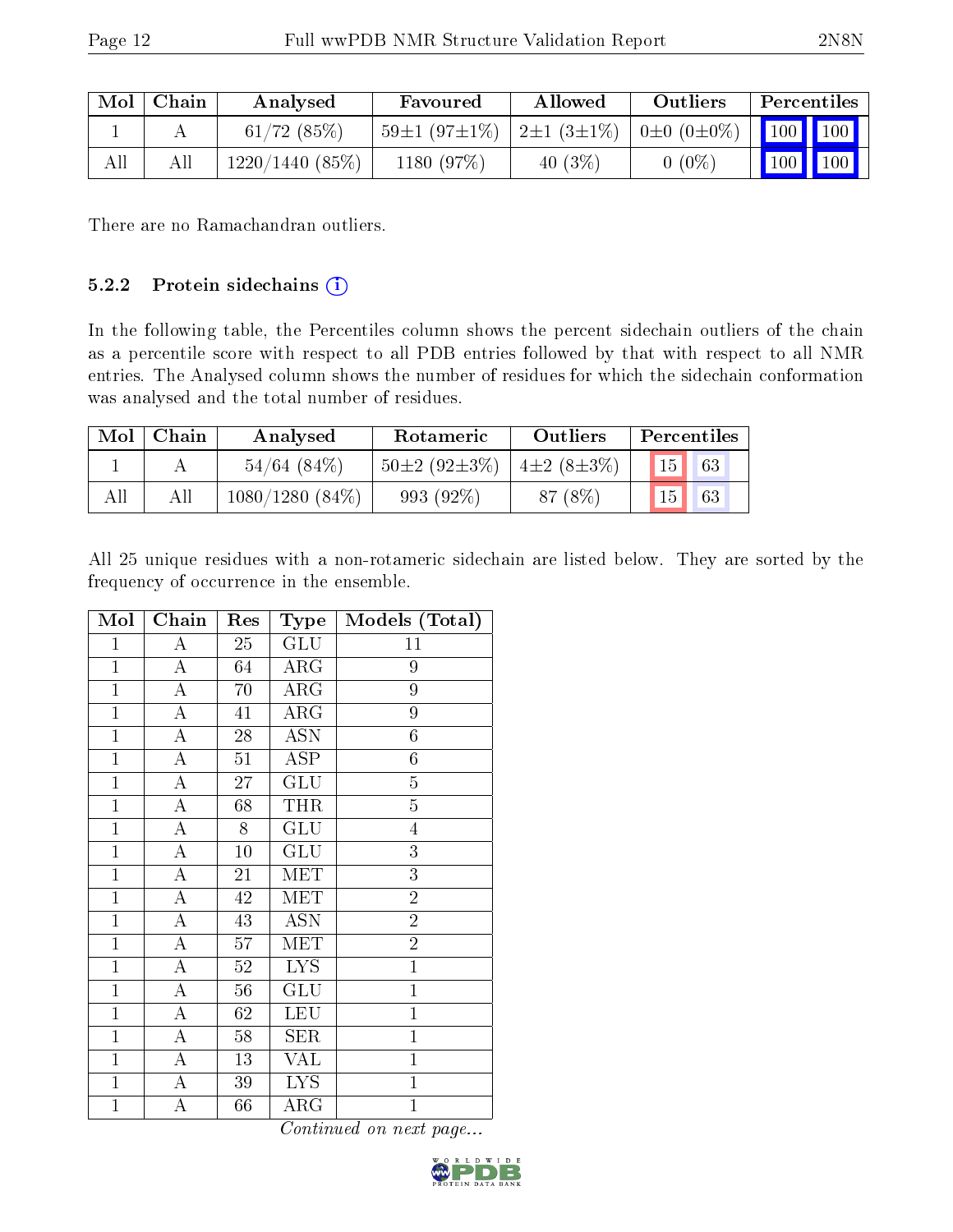| Mol | Chain | Analysed | Favoured | Allowed | Outliers | Percentiles | |
|---|---|---|---|---|---|---|---|
| 1 | A | 61/72 (85%) | 59±1 (97±1%) | 2±1 (3±1%) | 0±0 (0±0%) | 100 | 100 |
| All | All | 1220/1440 (85%) | 1180 (97%) | 40 (3%) | 0 (0%) | 100 | 100 |

There are no Ramachandran outliers.

### 5.2.2 Protein sidechains

In the following table, the Percentiles column shows the percent sidechain outliers of the chain as a percentile score with respect to all PDB entries followed by that with respect to all NMR entries. The Analysed column shows the number of residues for which the sidechain conformation was analysed and the total number of residues.

| Mol | Chain | Analysed | Rotameric | Outliers | Percentiles | |
|---|---|---|---|---|---|---|
| 1 | A | 54/64 (84%) | 50±2 (92±3%) | 4±2 (8±3%) | 15 | 63 |
| All | All | 1080/1280 (84%) | 993 (92%) | 87 (8%) | 15 | 63 |

All 25 unique residues with a non-rotameric sidechain are listed below. They are sorted by the frequency of occurrence in the ensemble.

| Mol | Chain | Res | Type | Models (Total) |
|---|---|---|---|---|
| 1 | A | 25 | GLU | 11 |
| 1 | A | 64 | ARG | 9 |
| 1 | A | 70 | ARG | 9 |
| 1 | A | 41 | ARG | 9 |
| 1 | A | 28 | ASN | 6 |
| 1 | A | 51 | ASP | 6 |
| 1 | A | 27 | GLU | 5 |
| 1 | A | 68 | THR | 5 |
| 1 | A | 8 | GLU | 4 |
| 1 | A | 10 | GLU | 3 |
| 1 | A | 21 | MET | 3 |
| 1 | A | 42 | MET | 2 |
| 1 | A | 43 | ASN | 2 |
| 1 | A | 57 | MET | 2 |
| 1 | A | 52 | LYS | 1 |
| 1 | A | 56 | GLU | 1 |
| 1 | A | 62 | LEU | 1 |
| 1 | A | 58 | SER | 1 |
| 1 | A | 13 | VAL | 1 |
| 1 | A | 39 | LYS | 1 |
| 1 | A | 66 | ARG | 1 |

*Continued on next page...*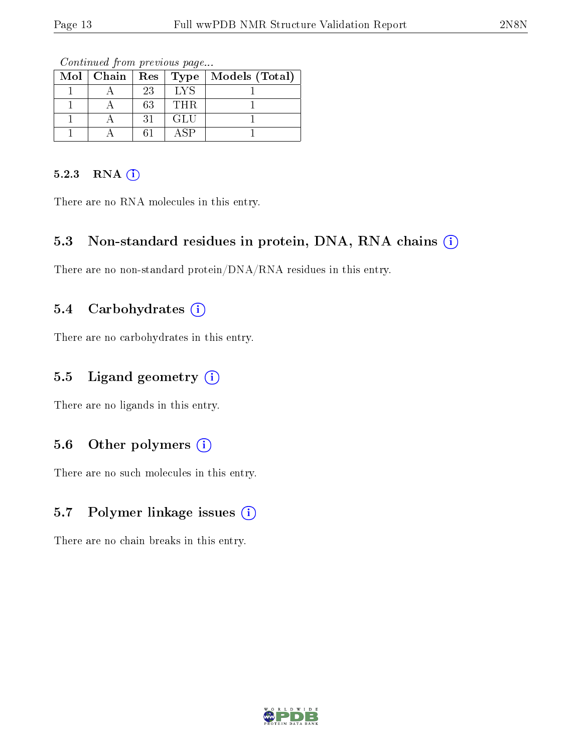*Continued from previous page...*

| Mol | Chain | Res | Type | Models (Total) |
| --- | --- | --- | --- | --- |
| 1 | A | 23 | LYS | 1 |
| 1 | A | 63 | THR | 1 |
| 1 | A | 31 | GLU | 1 |
| 1 | A | 61 | ASP | 1 |

#### 5.2.3 RNA ⓘ

There are no RNA molecules in this entry.

### 5.3 Non-standard residues in protein, DNA, RNA chains ⓘ

There are no non-standard protein/DNA/RNA residues in this entry.

### 5.4 Carbohydrates ⓘ

There are no carbohydrates in this entry.

### 5.5 Ligand geometry ⓘ

There are no ligands in this entry.

### 5.6 Other polymers ⓘ

There are no such molecules in this entry.

### 5.7 Polymer linkage issues ⓘ

There are no chain breaks in this entry.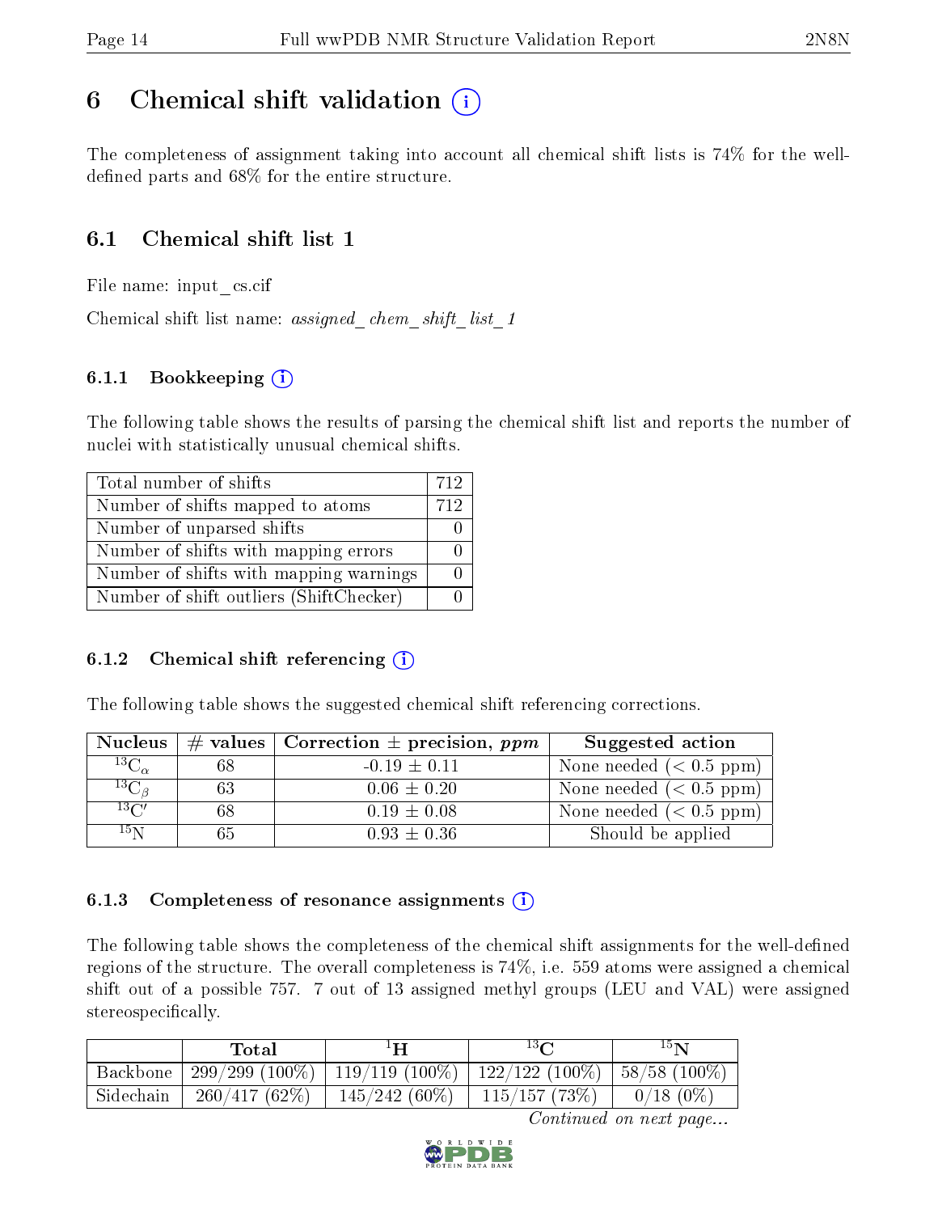# 6 Chemical shift validation (i)

The completeness of assignment taking into account all chemical shift lists is 74% for the well-defined parts and 68% for the entire structure.

## 6.1 Chemical shift list 1

File name: input_cs.cif

Chemical shift list name: *assigned_chem_shift_list_1*

### 6.1.1 Bookkeeping (i)

The following table shows the results of parsing the chemical shift list and reports the number of nuclei with statistically unusual chemical shifts.

| Total number of shifts | 712 |
|---|---|
| Number of shifts mapped to atoms | 712 |
| Number of unparsed shifts | 0 |
| Number of shifts with mapping errors | 0 |
| Number of shifts with mapping warnings | 0 |
| Number of shift outliers (ShiftChecker) | 0 |

### 6.1.2 Chemical shift referencing (i)

The following table shows the suggested chemical shift referencing corrections.

| Nucleus | # values | Correction ± precision, *ppm* | Suggested action |
|---|---|---|---|
| $^{13}C_{\alpha}$ | 68 | -0.19 ± 0.11 | None needed (< 0.5 ppm) |
| $^{13}C_{\beta}$ | 63 | 0.06 ± 0.20 | None needed (< 0.5 ppm) |
| $^{13}C'$ | 68 | 0.19 ± 0.08 | None needed (< 0.5 ppm) |
| $^{15}N$ | 65 | 0.93 ± 0.36 | Should be applied |

### 6.1.3 Completeness of resonance assignments (i)

The following table shows the completeness of the chemical shift assignments for the well-defined regions of the structure. The overall completeness is 74%, i.e. 559 atoms were assigned a chemical shift out of a possible 757. 7 out of 13 assigned methyl groups (LEU and VAL) were assigned stereospecifically.

| | Total | $^{1}H$ | $^{13}C$ | $^{15}N$ |
|---|---|---|---|---|
| Backbone | 299/299 (100%) | 119/119 (100%) | 122/122 (100%) | 58/58 (100%) |
| Sidechain | 260/417 (62%) | 145/242 (60%) | 115/157 (73%) | 0/18 (0%) |

*Continued on next page...*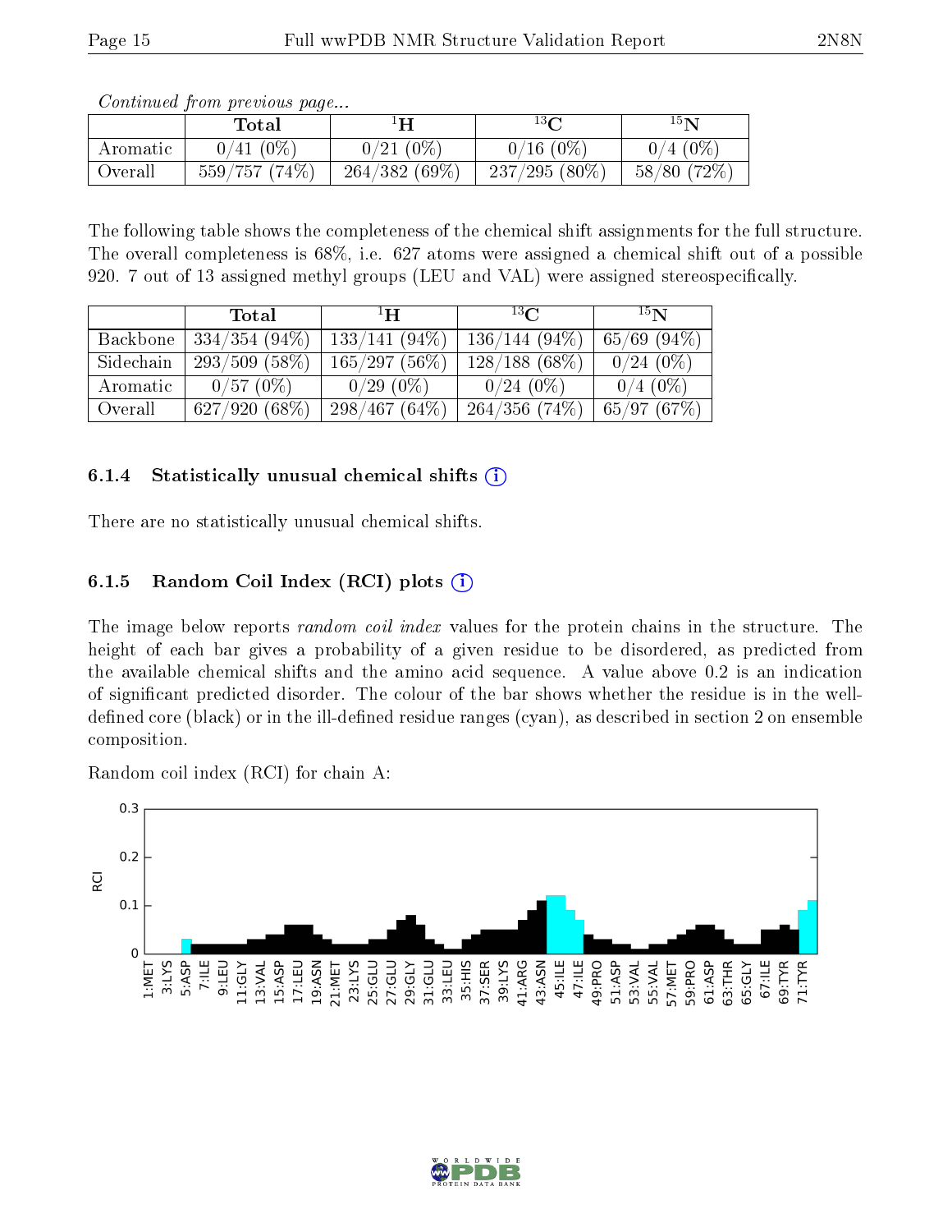*Continued from previous page...*

| | Total | $^{1}H$ | $^{13}C$ | $^{15}N$ |
|---|---|---|---|---|
| Aromatic | 0/41 (0%) | 0/21 (0%) | 0/16 (0%) | 0/4 (0%) |
| Overall | 559/757 (74%) | 264/382 (69%) | 237/295 (80%) | 58/80 (72%) |

The following table shows the completeness of the chemical shift assignments for the full structure. The overall completeness is 68%, i.e. 627 atoms were assigned a chemical shift out of a possible 920. 7 out of 13 assigned methyl groups (LEU and VAL) were assigned stereospecifically.

| | Total | $^{1}H$ | $^{13}C$ | $^{15}N$ |
|---|---|---|---|---|
| Backbone | 334/354 (94%) | 133/141 (94%) | 136/144 (94%) | 65/69 (94%) |
| Sidechain | 293/509 (58%) | 165/297 (56%) | 128/188 (68%) | 0/24 (0%) |
| Aromatic | 0/57 (0%) | 0/29 (0%) | 0/24 (0%) | 0/4 (0%) |
| Overall | 627/920 (68%) | 298/467 (64%) | 264/356 (74%) | 65/97 (67%) |

### 6.1.4 Statistically unusual chemical shifts

There are no statistically unusual chemical shifts.

### 6.1.5 Random Coil Index (RCI) plots

The image below reports *random coil index* values for the protein chains in the structure. The height of each bar gives a probability of a given residue to be disordered, as predicted from the available chemical shifts and the amino acid sequence. A value above 0.2 is an indication of significant predicted disorder. The colour of the bar shows whether the residue is in the well-defined core (black) or in the ill-defined residue ranges (cyan), as described in section 2 on ensemble composition.

Random coil index (RCI) for chain A:

RCI
0.3
0.2
0.1
0
1:MET
3:LYS
5:ASP
7:ILE
9:LEU
11:GLY
13:VAL
15:ASP
17:LEU
19:ASN
21:MET
23:LYS
25:GLU
27:GLU
29:GLY
31:GLU
33:LEU
35:HIS
37:SER
39:LYS
41:ARG
43:ASN
45:ILE
47:ILE
49:PRO
51:ASP
53:VAL
55:VAL
57:MET
59:PRO
61:ASP
63:THR
65:GLY
67:ILE
69:TYR
71:TYR